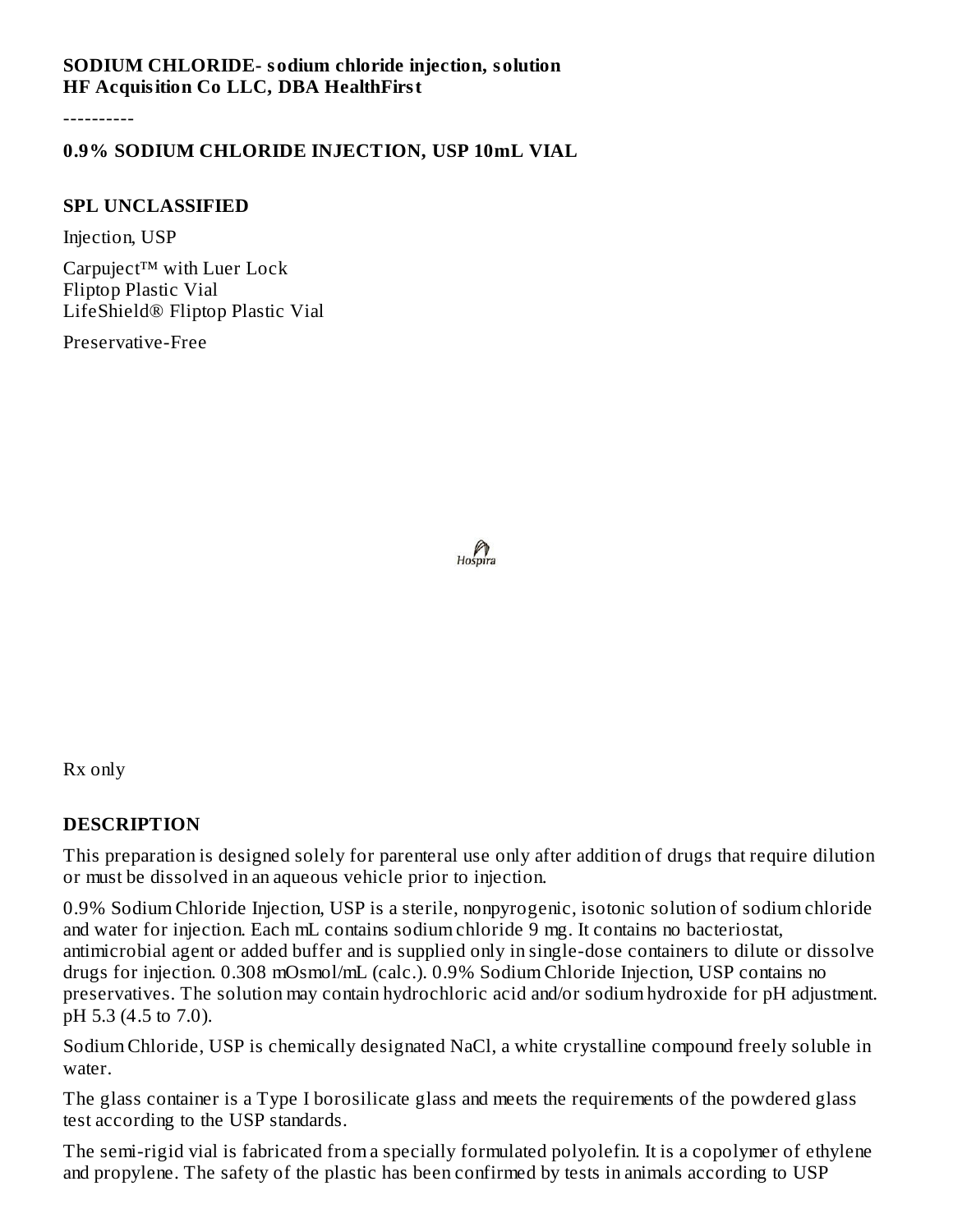**SODIUM CHLORIDE- sodium chloride injection, solution**
**HF Acquisition Co LLC, DBA HealthFirst**

----------

## 0.9% SODIUM CHLORIDE INJECTION, USP 10mL VIAL

### SPL UNCLASSIFIED

Injection, USP

Carpuject™ with Luer Lock
Fliptop Plastic Vial
LifeShield® Fliptop Plastic Vial

Preservative-Free

Hospira

Rx only

### DESCRIPTION

This preparation is designed solely for parenteral use only after addition of drugs that require dilution or must be dissolved in an aqueous vehicle prior to injection.

0.9% Sodium Chloride Injection, USP is a sterile, nonpyrogenic, isotonic solution of sodium chloride and water for injection. Each mL contains sodium chloride 9 mg. It contains no bacteriostat, antimicrobial agent or added buffer and is supplied only in single-dose containers to dilute or dissolve drugs for injection. 0.308 mOsmol/mL (calc.). 0.9% Sodium Chloride Injection, USP contains no preservatives. The solution may contain hydrochloric acid and/or sodium hydroxide for pH adjustment. pH 5.3 (4.5 to 7.0).

Sodium Chloride, USP is chemically designated NaCl, a white crystalline compound freely soluble in water.

The glass container is a Type I borosilicate glass and meets the requirements of the powdered glass test according to the USP standards.

The semi-rigid vial is fabricated from a specially formulated polyolefin. It is a copolymer of ethylene and propylene. The safety of the plastic has been confirmed by tests in animals according to USP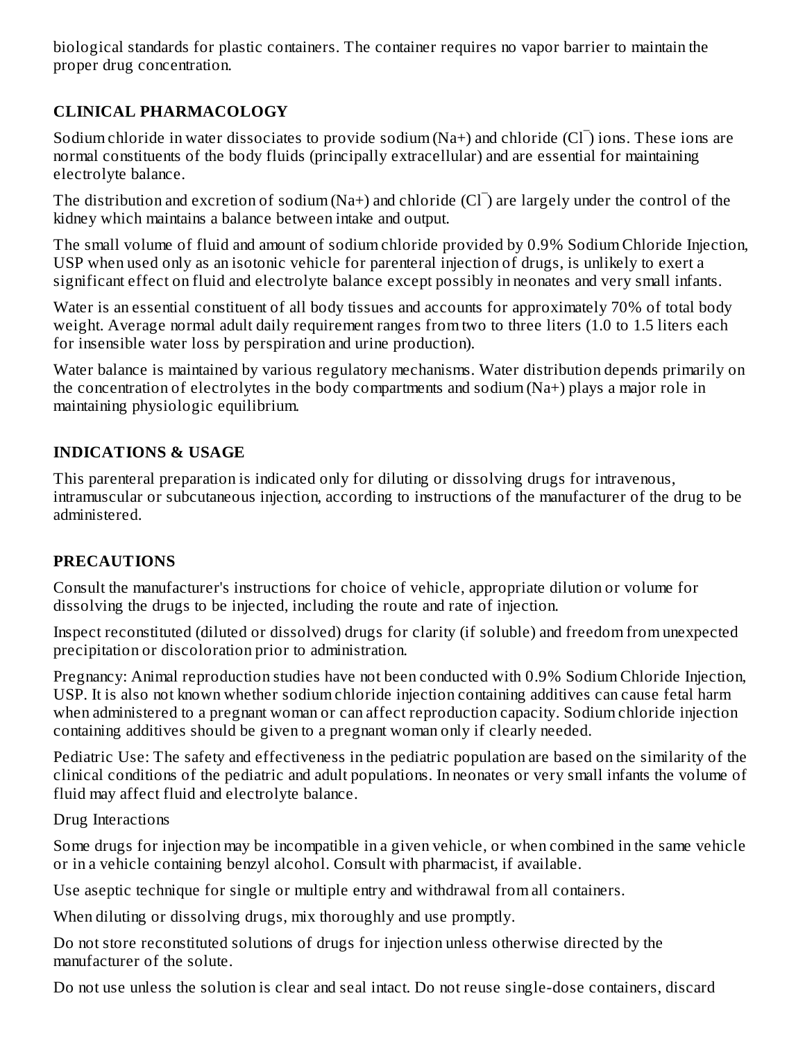biological standards for plastic containers. The container requires no vapor barrier to maintain the proper drug concentration.

## CLINICAL PHARMACOLOGY

Sodium chloride in water dissociates to provide sodium ($Na^+$) and chloride ($Cl^-$) ions. These ions are normal constituents of the body fluids (principally extracellular) and are essential for maintaining electrolyte balance.

The distribution and excretion of sodium ($Na^+$) and chloride ($Cl^-$) are largely under the control of the kidney which maintains a balance between intake and output.

The small volume of fluid and amount of sodium chloride provided by 0.9% Sodium Chloride Injection, USP when used only as an isotonic vehicle for parenteral injection of drugs, is unlikely to exert a significant effect on fluid and electrolyte balance except possibly in neonates and very small infants.

Water is an essential constituent of all body tissues and accounts for approximately 70% of total body weight. Average normal adult daily requirement ranges from two to three liters (1.0 to 1.5 liters each for insensible water loss by perspiration and urine production).

Water balance is maintained by various regulatory mechanisms. Water distribution depends primarily on the concentration of electrolytes in the body compartments and sodium ($Na^+$) plays a major role in maintaining physiologic equilibrium.

## INDICATIONS & USAGE

This parenteral preparation is indicated only for diluting or dissolving drugs for intravenous, intramuscular or subcutaneous injection, according to instructions of the manufacturer of the drug to be administered.

## PRECAUTIONS

Consult the manufacturer's instructions for choice of vehicle, appropriate dilution or volume for dissolving the drugs to be injected, including the route and rate of injection.

Inspect reconstituted (diluted or dissolved) drugs for clarity (if soluble) and freedom from unexpected precipitation or discoloration prior to administration.

Pregnancy: Animal reproduction studies have not been conducted with 0.9% Sodium Chloride Injection, USP. It is also not known whether sodium chloride injection containing additives can cause fetal harm when administered to a pregnant woman or can affect reproduction capacity. Sodium chloride injection containing additives should be given to a pregnant woman only if clearly needed.

Pediatric Use: The safety and effectiveness in the pediatric population are based on the similarity of the clinical conditions of the pediatric and adult populations. In neonates or very small infants the volume of fluid may affect fluid and electrolyte balance.

Drug Interactions

Some drugs for injection may be incompatible in a given vehicle, or when combined in the same vehicle or in a vehicle containing benzyl alcohol. Consult with pharmacist, if available.

Use aseptic technique for single or multiple entry and withdrawal from all containers.

When diluting or dissolving drugs, mix thoroughly and use promptly.

Do not store reconstituted solutions of drugs for injection unless otherwise directed by the manufacturer of the solute.

Do not use unless the solution is clear and seal intact. Do not reuse single-dose containers, discard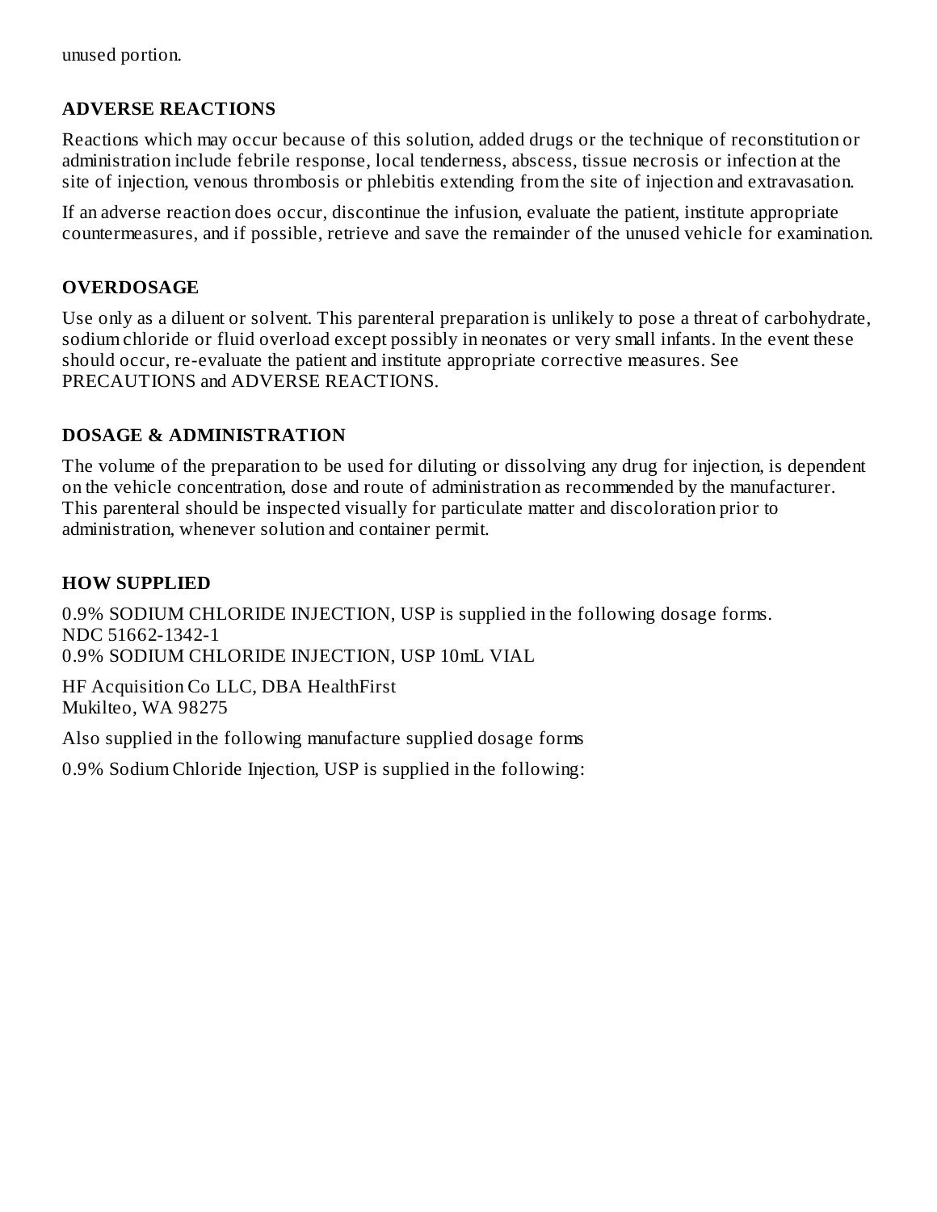unused portion.

## ADVERSE REACTIONS

Reactions which may occur because of this solution, added drugs or the technique of reconstitution or administration include febrile response, local tenderness, abscess, tissue necrosis or infection at the site of injection, venous thrombosis or phlebitis extending from the site of injection and extravasation.

If an adverse reaction does occur, discontinue the infusion, evaluate the patient, institute appropriate countermeasures, and if possible, retrieve and save the remainder of the unused vehicle for examination.

## OVERDOSAGE

Use only as a diluent or solvent. This parenteral preparation is unlikely to pose a threat of carbohydrate, sodium chloride or fluid overload except possibly in neonates or very small infants. In the event these should occur, re-evaluate the patient and institute appropriate corrective measures. See PRECAUTIONS and ADVERSE REACTIONS.

## DOSAGE & ADMINISTRATION

The volume of the preparation to be used for diluting or dissolving any drug for injection, is dependent on the vehicle concentration, dose and route of administration as recommended by the manufacturer. This parenteral should be inspected visually for particulate matter and discoloration prior to administration, whenever solution and container permit.

## HOW SUPPLIED

0.9% SODIUM CHLORIDE INJECTION, USP is supplied in the following dosage forms.
NDC 51662-1342-1
0.9% SODIUM CHLORIDE INJECTION, USP 10mL VIAL

HF Acquisition Co LLC, DBA HealthFirst
Mukilteo, WA 98275

Also supplied in the following manufacture supplied dosage forms

0.9% Sodium Chloride Injection, USP is supplied in the following: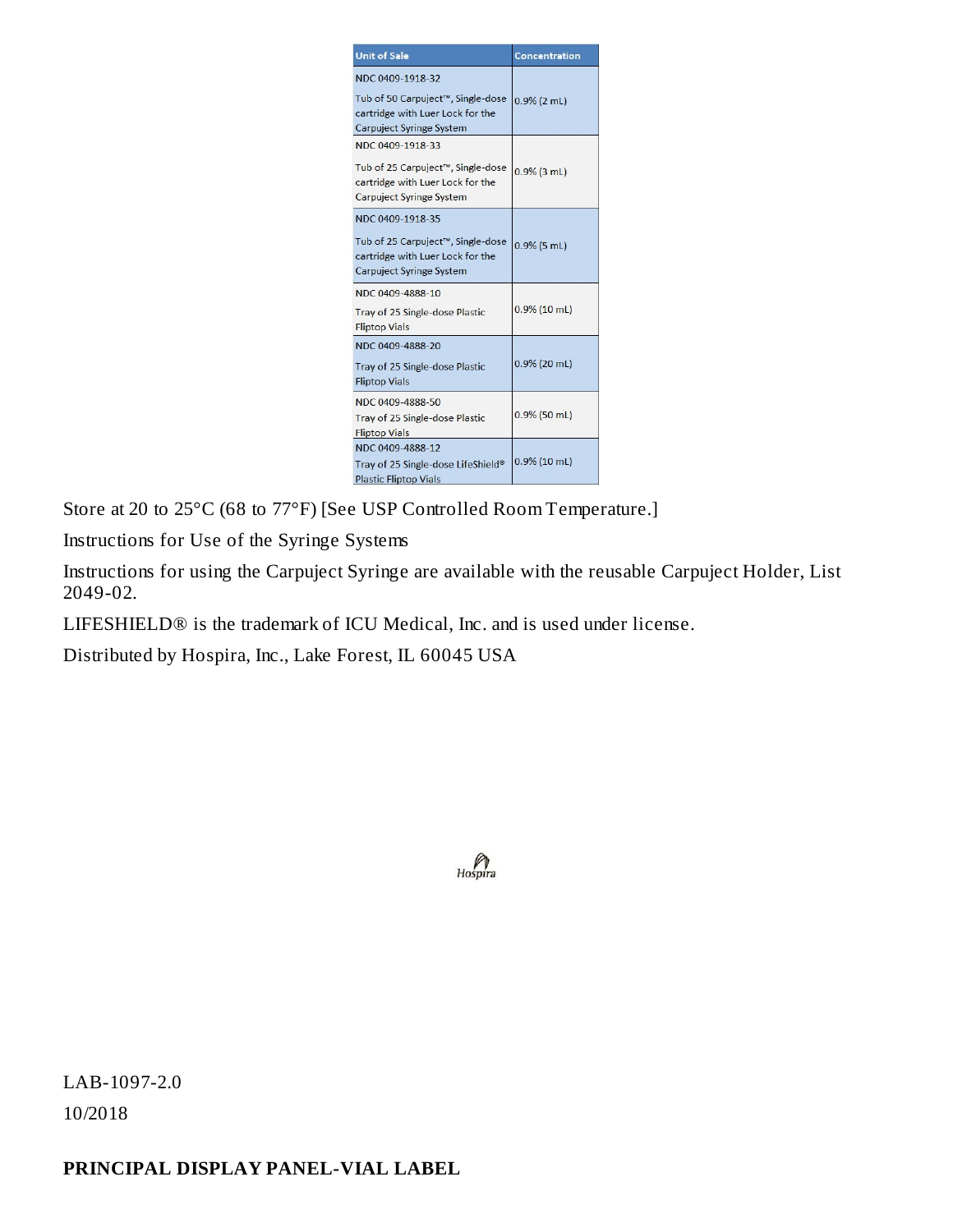| Unit of Sale | Concentration |
| --- | --- |
| NDC 0409-1918-32 Tub of 50 Carpuject™, Single-dose cartridge with Luer Lock for the Carpuject Syringe System | 0.9% (2 mL) |
| NDC 0409-1918-33 Tub of 25 Carpuject™, Single-dose cartridge with Luer Lock for the Carpuject Syringe System | 0.9% (3 mL) |
| NDC 0409-1918-35 Tub of 25 Carpuject™, Single-dose cartridge with Luer Lock for the Carpuject Syringe System | 0.9% (5 mL) |
| NDC 0409-4888-10 Tray of 25 Single-dose Plastic Fliptop Vials | 0.9% (10 mL) |
| NDC 0409-4888-20 Tray of 25 Single-dose Plastic Fliptop Vials | 0.9% (20 mL) |
| NDC 0409-4888-50 Tray of 25 Single-dose Plastic Fliptop Vials | 0.9% (50 mL) |
| NDC 0409-4888-12 Tray of 25 Single-dose LifeShield® Plastic Fliptop Vials | 0.9% (10 mL) |

Store at 20 to 25°C (68 to 77°F) [See USP Controlled Room Temperature.]

Instructions for Use of the Syringe Systems

Instructions for using the Carpuject Syringe are available with the reusable Carpuject Holder, List 2049-02.

LIFESHIELD® is the trademark of ICU Medical, Inc. and is used under license.

Distributed by Hospira, Inc., Lake Forest, IL 60045 USA

Hospira

LAB-1097-2.0

10/2018

**PRINCIPAL DISPLAY PANEL-VIAL LABEL**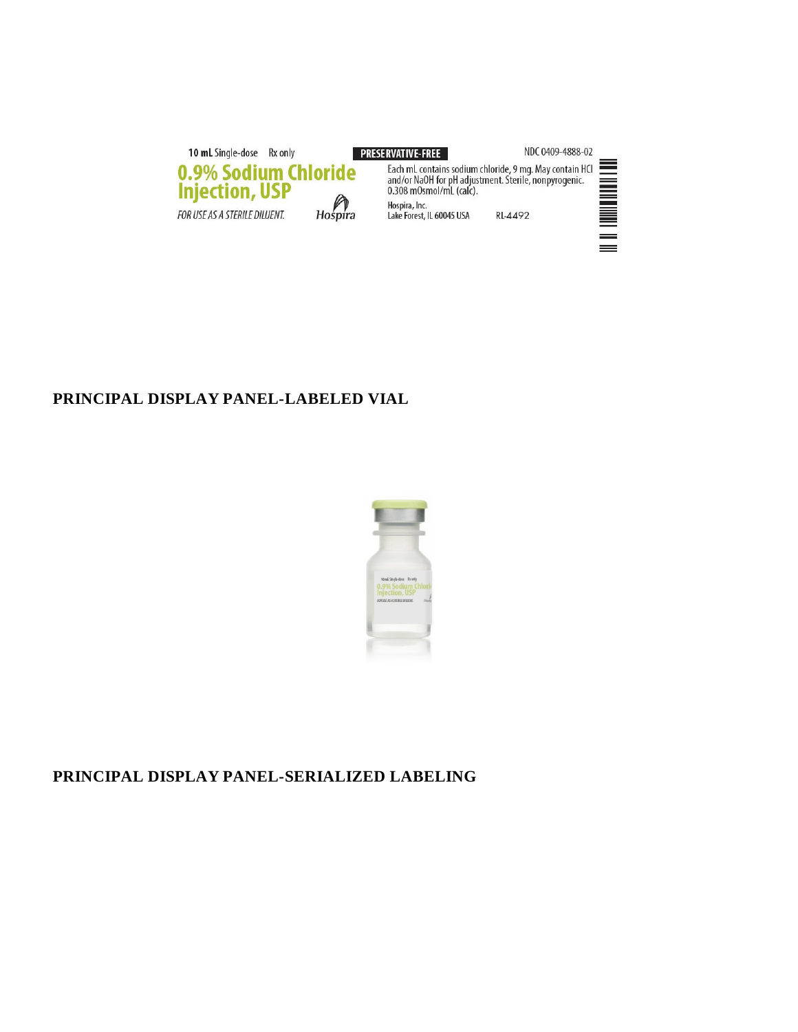10 mL Single-dose Rx only

**PRESERVATIVE-FREE**

NDC 0409-4888-02

**0.9% Sodium Chloride Injection, USP**

*FOR USE AS A STERILE DILUENT.*

Hospira

Each mL contains sodium chloride, 9 mg. May contain HCl and/or NaOH for pH adjustment. Sterile, nonpyrogenic. 0.308 mOsmol/mL (calc).

Hospira, Inc.
Lake Forest, IL 60045 USA

RL-4492

## PRINCIPAL DISPLAY PANEL-LABELED VIAL

## PRINCIPAL DISPLAY PANEL-SERIALIZED LABELING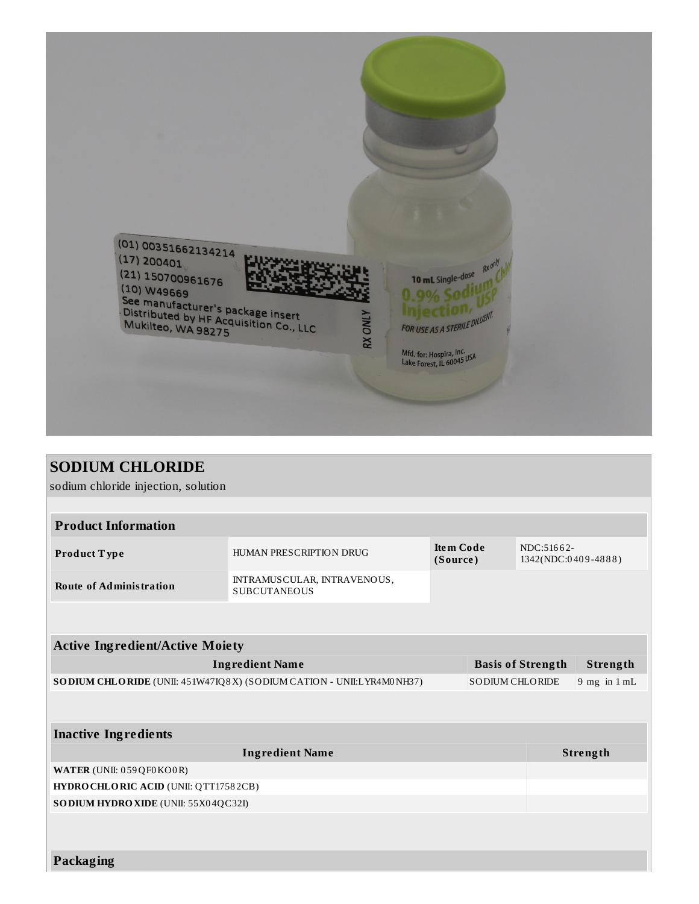# SODIUM CHLORIDE

sodium chloride injection, solution

| **Product Information** | | | |
|---|---|---|---|
| **Product Type** | HUMAN PRESCRIPTION DRUG | **Item Code (Source)** | NDC:51662-1342(NDC:0409-4888) |
| **Route of Administration** | INTRAMUSCULAR, INTRAVENOUS, SUBCUTANEOUS | | |

| **Active Ingredient/Active Moiety** | | |
|---|---|---|
| **Ingredient Name** | **Basis of Strength** | **Strength** |
| **SODIUM CHLORIDE** (UNII: 451W47IQ8X) (SODIUM CATION - UNII:LYR4M0NH37) | SODIUM CHLORIDE | 9 mg in 1 mL |

| **Inactive Ingredients** | |
|---|---|
| **Ingredient Name** | **Strength** |
| **WATER** (UNII: 059QF0KO0R) | |
| **HYDROCHLORIC ACID** (UNII: QTT17582CB) | |
| **SODIUM HYDROXIDE** (UNII: 55X04QC32I) | |

**Packaging**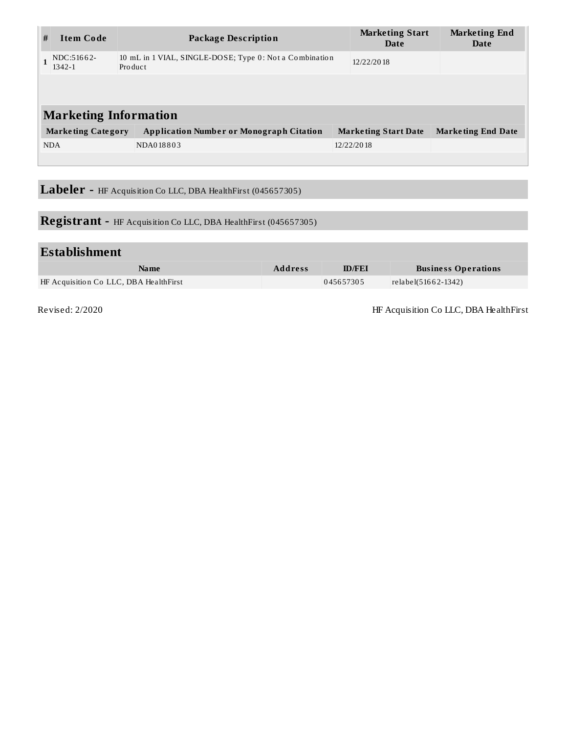| # | Item Code | Package Description | Marketing Start Date | Marketing End Date |
|---|---|---|---|---|
| 1 | NDC:51662-1342-1 | 10 mL in 1 VIAL, SINGLE-DOSE; Type 0: Not a Combination Product | 12/22/2018 | |

## Marketing Information

| Marketing Category | Application Number or Monograph Citation | Marketing Start Date | Marketing End Date |
|---|---|---|---|
| NDA | NDA018803 | 12/22/2018 | |

## Labeler - HF Acquisition Co LLC, DBA HealthFirst (045657305)

## Registrant - HF Acquisition Co LLC, DBA HealthFirst (045657305)

## Establishment

| Name | Address | ID/FEI | Business Operations |
|---|---|---|---|
| HF Acquisition Co LLC, DBA HealthFirst | | 045657305 | relabel(51662-1342) |

Revised: 2/2020

HF Acquisition Co LLC, DBA HealthFirst